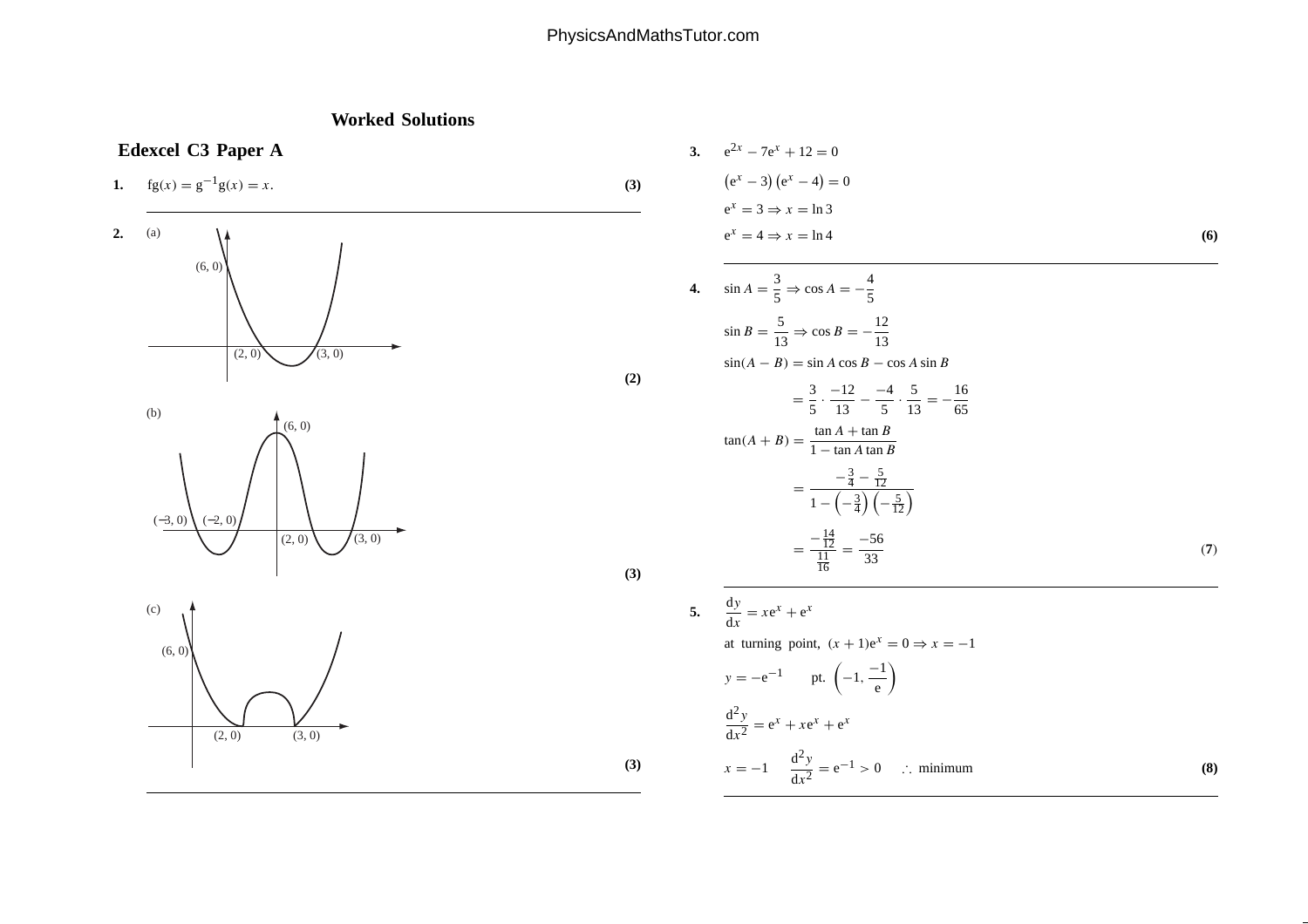# Worked Solutions

## Edexcel C3 Paper A

**1.** $\text{fg}(x) = \text{g}^{-1}\text{g}(x) = x.$ **(3)**

---

**2.** (a)

(6, 0)

(2, 0) (3, 0)

**(2)**

(b)

(6, 0)

(−3, 0) (−2, 0) (2, 0) (3, 0)

**(3)**

(c)

(6, 0)

(2, 0) (3, 0)

**(3)**

---

**3.** $e^{2x} - 7e^x + 12 = 0$

$\left(e^x - 3\right)\left(e^x - 4\right) = 0$

$e^x = 3 \Rightarrow x = \ln 3$

$e^x = 4 \Rightarrow x = \ln 4$ **(6)**

---

**4.** $\sin A = \dfrac{3}{5} \Rightarrow \cos A = -\dfrac{4}{5}$

$\sin B = \dfrac{5}{13} \Rightarrow \cos B = -\dfrac{12}{13}$

$\sin(A - B) = \sin A \cos B - \cos A \sin B$

$$= \frac{3}{5} \cdot \frac{-12}{13} - \frac{-4}{5} \cdot \frac{5}{13} = -\frac{16}{65}$$

$$\tan(A + B) = \frac{\tan A + \tan B}{1 - \tan A \tan B}$$

$$= \frac{-\frac{3}{4} - \frac{5}{12}}{1 - \left(-\frac{3}{4}\right)\left(-\frac{5}{12}\right)}$$

$$= \frac{-\frac{14}{12}}{\frac{11}{16}} = \frac{-56}{33}$$ **(7)**

---

**5.** $\dfrac{dy}{dx} = xe^x + e^x$

at turning point, $(x + 1)e^x = 0 \Rightarrow x = -1$

$y = -e^{-1}$ pt. $\left(-1, \dfrac{-1}{e}\right)$

$\dfrac{d^2y}{dx^2} = e^x + xe^x + e^x$

$x = -1$ $\dfrac{d^2y}{dx^2} = e^{-1} > 0$ $\therefore$ minimum **(8)**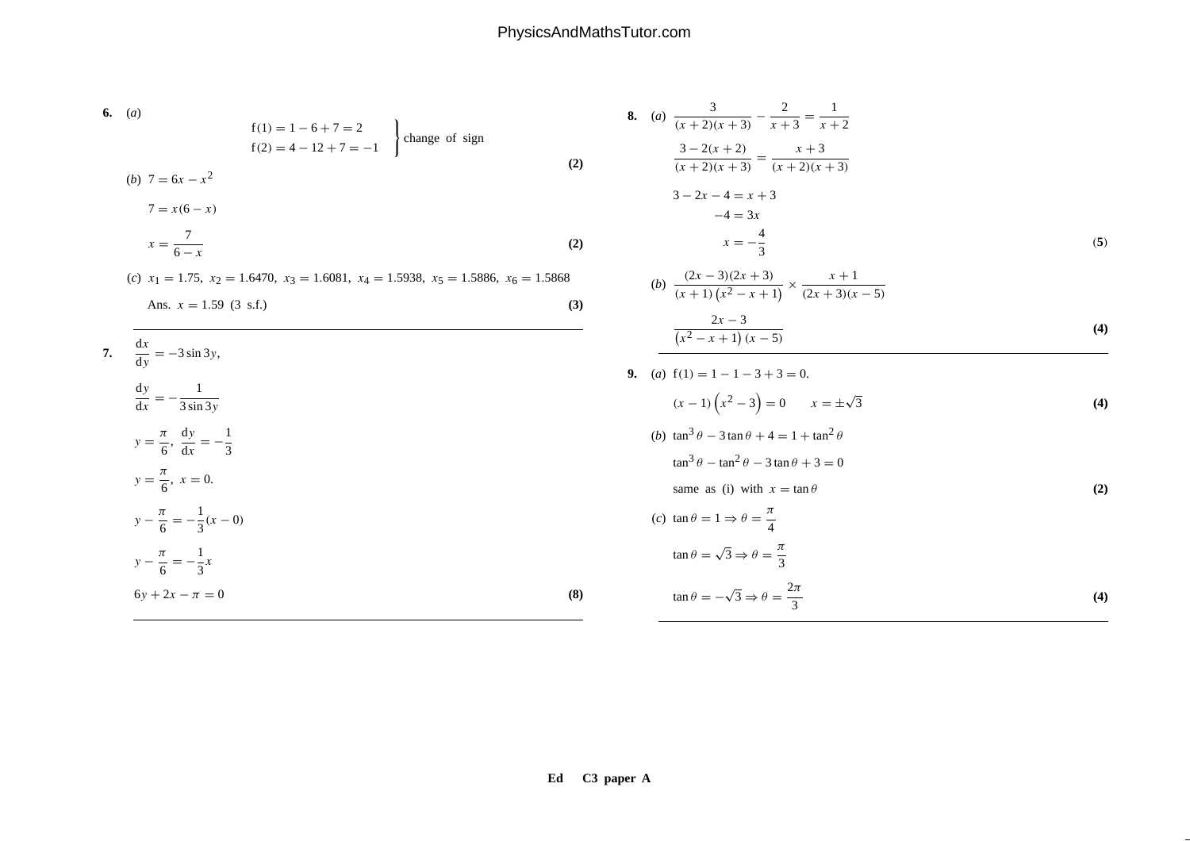**6.** (*a*)

$$\left.\begin{array}{l} f(1) = 1 - 6 + 7 = 2 \\ f(2) = 4 - 12 + 7 = -1 \end{array}\right\}\text{change of sign}$$

**(2)**

(*b*) $7 = 6x - x^2$

$7 = x(6 - x)$

$x = \dfrac{7}{6 - x}$ **(2)**

(*c*) $x_1 = 1.75,\ x_2 = 1.6470,\ x_3 = 1.6081,\ x_4 = 1.5938,\ x_5 = 1.5886,\ x_6 = 1.5868$

Ans. $x = 1.59$ (3 s.f.) **(3)**

---

**7.** $\dfrac{dx}{dy} = -3\sin 3y,$

$\dfrac{dy}{dx} = -\dfrac{1}{3\sin 3y}$

$y = \dfrac{\pi}{6},\ \dfrac{dy}{dx} = -\dfrac{1}{3}$

$y = \dfrac{\pi}{6},\ x = 0.$

$y - \dfrac{\pi}{6} = -\dfrac{1}{3}(x - 0)$

$y - \dfrac{\pi}{6} = -\dfrac{1}{3}x$

$6y + 2x - \pi = 0$ **(8)**

---

**8.** (*a*) $\dfrac{3}{(x+2)(x+3)} - \dfrac{2}{x+3} = \dfrac{1}{x+2}$

$\dfrac{3 - 2(x+2)}{(x+2)(x+3)} = \dfrac{x+3}{(x+2)(x+3)}$

$3 - 2x - 4 = x + 3$

$-4 = 3x$

$x = -\dfrac{4}{3}$ **(5)**

(*b*) $\dfrac{(2x-3)(2x+3)}{(x+1)\left(x^2 - x + 1\right)} \times \dfrac{x+1}{(2x+3)(x-5)}$

$\dfrac{2x-3}{\left(x^2 - x + 1\right)(x-5)}$ **(4)**

---

**9.** (*a*) $f(1) = 1 - 1 - 3 + 3 = 0.$

$(x - 1)\left(x^2 - 3\right) = 0 \qquad x = \pm\sqrt{3}$ **(4)**

(*b*) $\tan^3\theta - 3\tan\theta + 4 = 1 + \tan^2\theta$

$\tan^3\theta - \tan^2\theta - 3\tan\theta + 3 = 0$

same as (i) with $x = \tan\theta$ **(2)**

(*c*) $\tan\theta = 1 \Rightarrow \theta = \dfrac{\pi}{4}$

$\tan\theta = \sqrt{3} \Rightarrow \theta = \dfrac{\pi}{3}$

$\tan\theta = -\sqrt{3} \Rightarrow \theta = \dfrac{2\pi}{3}$ **(4)**

---

**Ed C3 paper A**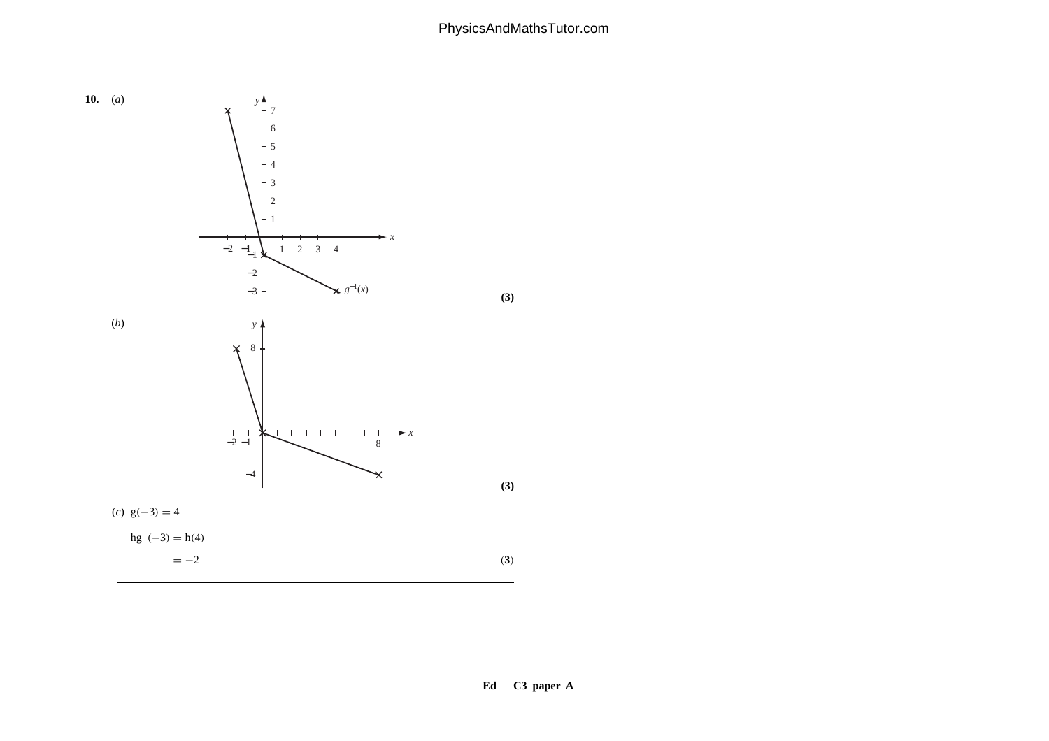**10.** (*a*)

y

7
6
5
4
3
2
1

x

−2 −1 1 2 3 4

−1
−2
−3

$g^{-1}(x)$

**(3)**

(*b*)

y

8

x

−2 −1 8

−4

**(3)**

(*c*) $g(-3) = 4$

$hg\ (-3) = h(4)$

$= -2$ **(3)**

---

**Ed C3 paper A**